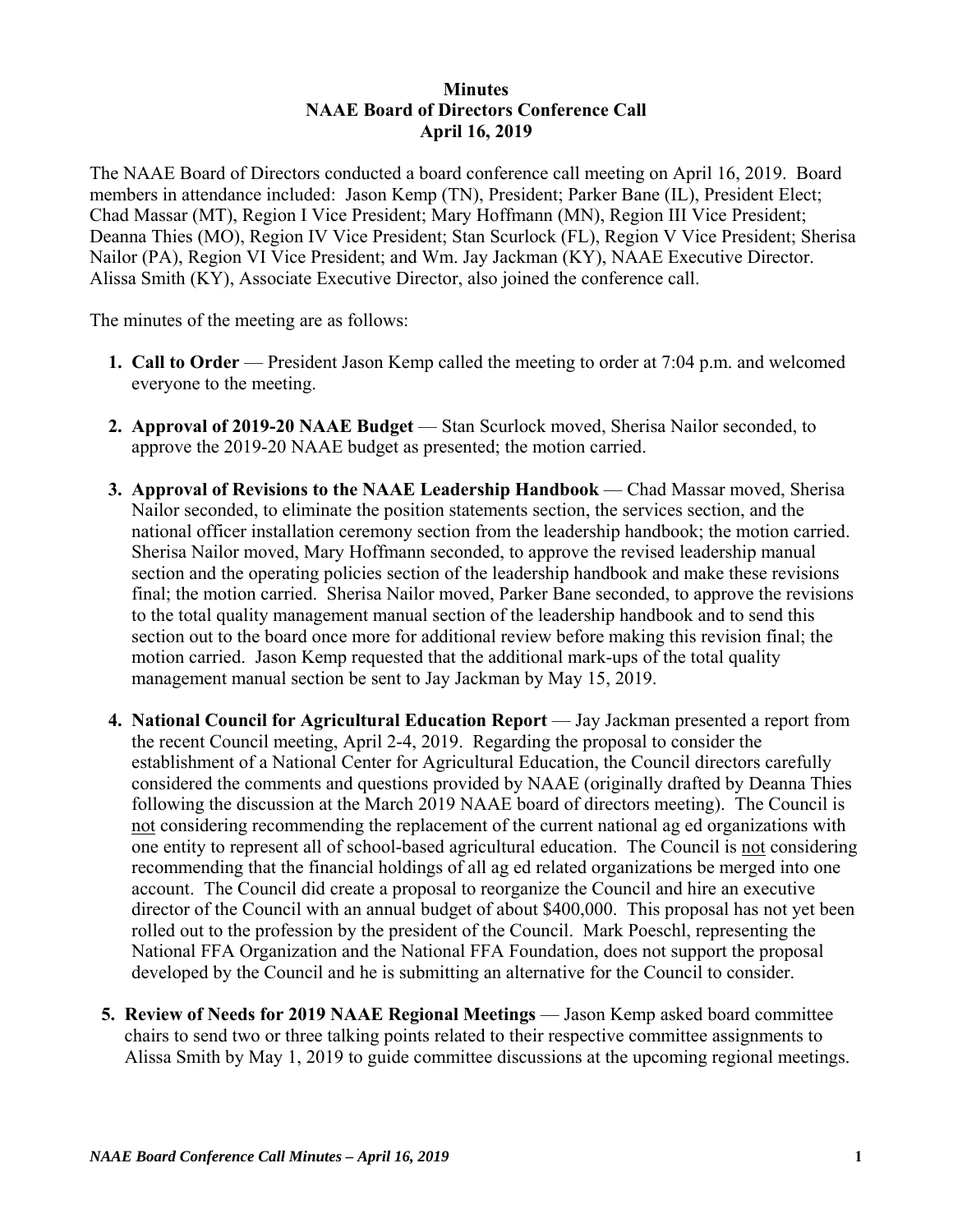**Minutes**
**NAAE Board of Directors Conference Call**
**April 16, 2019**

The NAAE Board of Directors conducted a board conference call meeting on April 16, 2019. Board members in attendance included: Jason Kemp (TN), President; Parker Bane (IL), President Elect; Chad Massar (MT), Region I Vice President; Mary Hoffmann (MN), Region III Vice President; Deanna Thies (MO), Region IV Vice President; Stan Scurlock (FL), Region V Vice President; Sherisa Nailor (PA), Region VI Vice President; and Wm. Jay Jackman (KY), NAAE Executive Director. Alissa Smith (KY), Associate Executive Director, also joined the conference call.

The minutes of the meeting are as follows:

1. **Call to Order** — President Jason Kemp called the meeting to order at 7:04 p.m. and welcomed everyone to the meeting.

2. **Approval of 2019-20 NAAE Budget** — Stan Scurlock moved, Sherisa Nailor seconded, to approve the 2019-20 NAAE budget as presented; the motion carried.

3. **Approval of Revisions to the NAAE Leadership Handbook** — Chad Massar moved, Sherisa Nailor seconded, to eliminate the position statements section, the services section, and the national officer installation ceremony section from the leadership handbook; the motion carried. Sherisa Nailor moved, Mary Hoffmann seconded, to approve the revised leadership manual section and the operating policies section of the leadership handbook and make these revisions final; the motion carried. Sherisa Nailor moved, Parker Bane seconded, to approve the revisions to the total quality management manual section of the leadership handbook and to send this section out to the board once more for additional review before making this revision final; the motion carried. Jason Kemp requested that the additional mark-ups of the total quality management manual section be sent to Jay Jackman by May 15, 2019.

4. **National Council for Agricultural Education Report** — Jay Jackman presented a report from the recent Council meeting, April 2-4, 2019. Regarding the proposal to consider the establishment of a National Center for Agricultural Education, the Council directors carefully considered the comments and questions provided by NAAE (originally drafted by Deanna Thies following the discussion at the March 2019 NAAE board of directors meeting). The Council is <u>not</u> considering recommending the replacement of the current national ag ed organizations with one entity to represent all of school-based agricultural education. The Council is <u>not</u> considering recommending that the financial holdings of all ag ed related organizations be merged into one account. The Council did create a proposal to reorganize the Council and hire an executive director of the Council with an annual budget of about $400,000. This proposal has not yet been rolled out to the profession by the president of the Council. Mark Poeschl, representing the National FFA Organization and the National FFA Foundation, does not support the proposal developed by the Council and he is submitting an alternative for the Council to consider.

5. **Review of Needs for 2019 NAAE Regional Meetings** — Jason Kemp asked board committee chairs to send two or three talking points related to their respective committee assignments to Alissa Smith by May 1, 2019 to guide committee discussions at the upcoming regional meetings.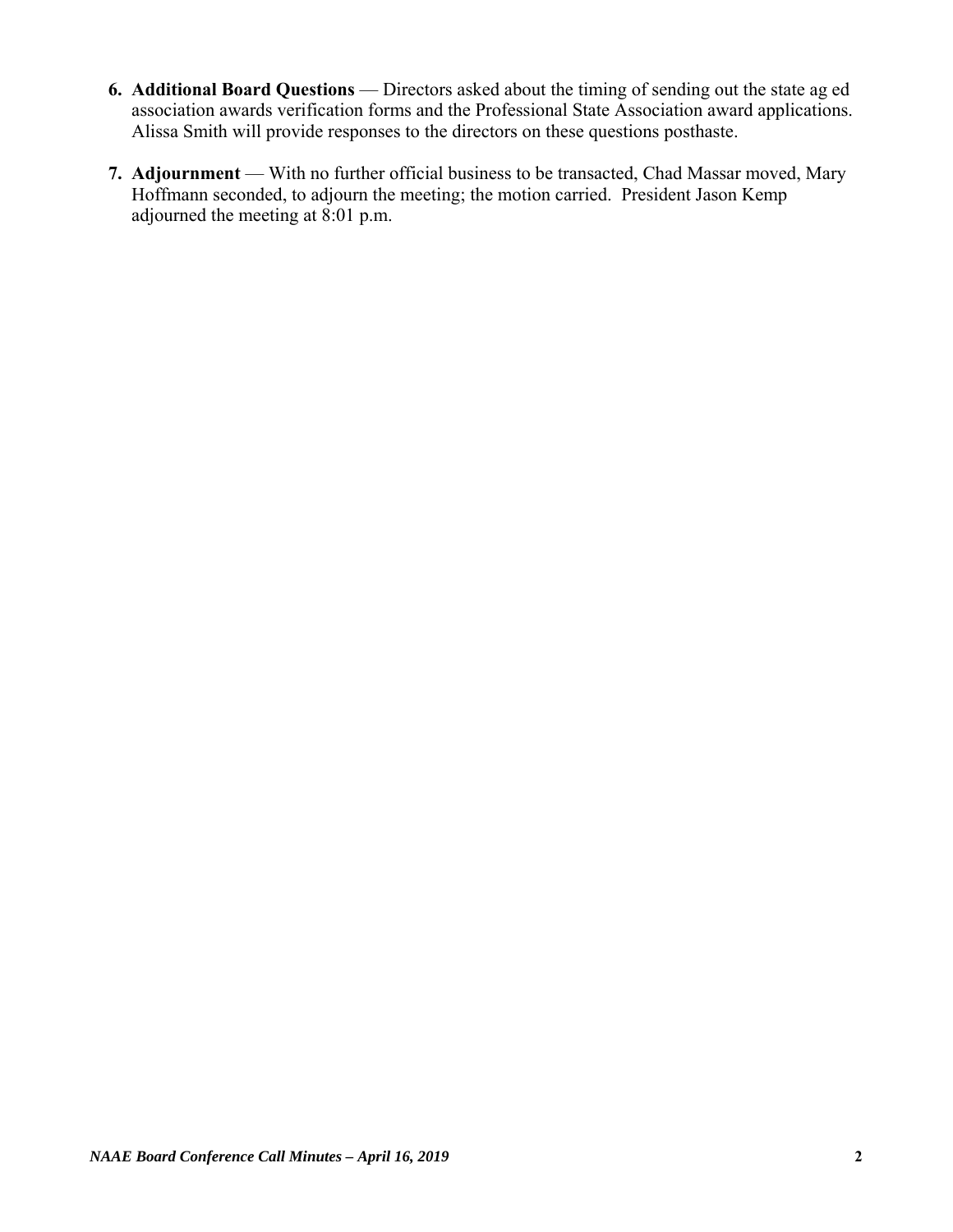6. **Additional Board Questions** — Directors asked about the timing of sending out the state ag ed association awards verification forms and the Professional State Association award applications. Alissa Smith will provide responses to the directors on these questions posthaste.

7. **Adjournment** — With no further official business to be transacted, Chad Massar moved, Mary Hoffmann seconded, to adjourn the meeting; the motion carried. President Jason Kemp adjourned the meeting at 8:01 p.m.